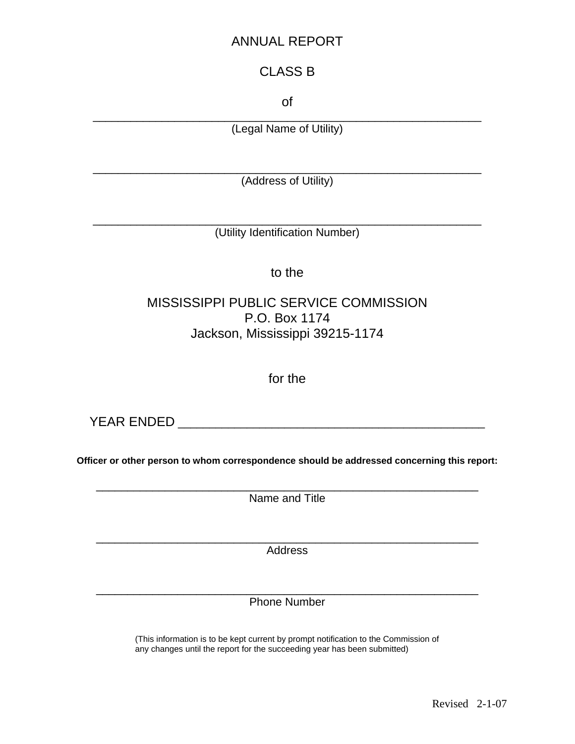# ANNUAL REPORT

## CLASS B

of

\_\_\_\_\_\_\_\_\_\_\_\_\_\_\_\_\_\_\_\_\_\_\_\_\_\_\_\_\_\_\_\_\_\_\_\_\_\_\_\_\_\_\_\_\_\_\_\_\_\_\_\_\_\_\_\_\_\_\_\_

(Legal Name of Utility)

\_\_\_\_\_\_\_\_\_\_\_\_\_\_\_\_\_\_\_\_\_\_\_\_\_\_\_\_\_\_\_\_\_\_\_\_\_\_\_\_\_\_\_\_\_\_\_\_\_\_\_\_\_\_\_\_\_\_\_\_

(Address of Utility)

\_\_\_\_\_\_\_\_\_\_\_\_\_\_\_\_\_\_\_\_\_\_\_\_\_\_\_\_\_\_\_\_\_\_\_\_\_\_\_\_\_\_\_\_\_\_\_\_\_\_\_\_\_\_\_\_\_\_\_\_

(Utility Identification Number)

to the

MISSISSIPPI PUBLIC SERVICE COMMISSION
P.O. Box 1174
Jackson, Mississippi 39215-1174

for the

YEAR ENDED \_\_\_\_\_\_\_\_\_\_\_\_\_\_\_\_\_\_\_\_\_\_\_\_\_\_\_\_\_\_\_\_\_\_\_\_\_\_\_\_\_\_\_\_\_\_\_\_

**Officer or other person to whom correspondence should be addressed concerning this report:**

\_\_\_\_\_\_\_\_\_\_\_\_\_\_\_\_\_\_\_\_\_\_\_\_\_\_\_\_\_\_\_\_\_\_\_\_\_\_\_\_\_\_\_\_\_\_\_\_\_\_\_\_\_\_\_\_\_\_\_\_

Name and Title

\_\_\_\_\_\_\_\_\_\_\_\_\_\_\_\_\_\_\_\_\_\_\_\_\_\_\_\_\_\_\_\_\_\_\_\_\_\_\_\_\_\_\_\_\_\_\_\_\_\_\_\_\_\_\_\_\_\_\_\_

Address

\_\_\_\_\_\_\_\_\_\_\_\_\_\_\_\_\_\_\_\_\_\_\_\_\_\_\_\_\_\_\_\_\_\_\_\_\_\_\_\_\_\_\_\_\_\_\_\_\_\_\_\_\_\_\_\_\_\_\_\_

Phone Number

(This information is to be kept current by prompt notification to the Commission of any changes until the report for the succeeding year has been submitted)

Revised 2-1-07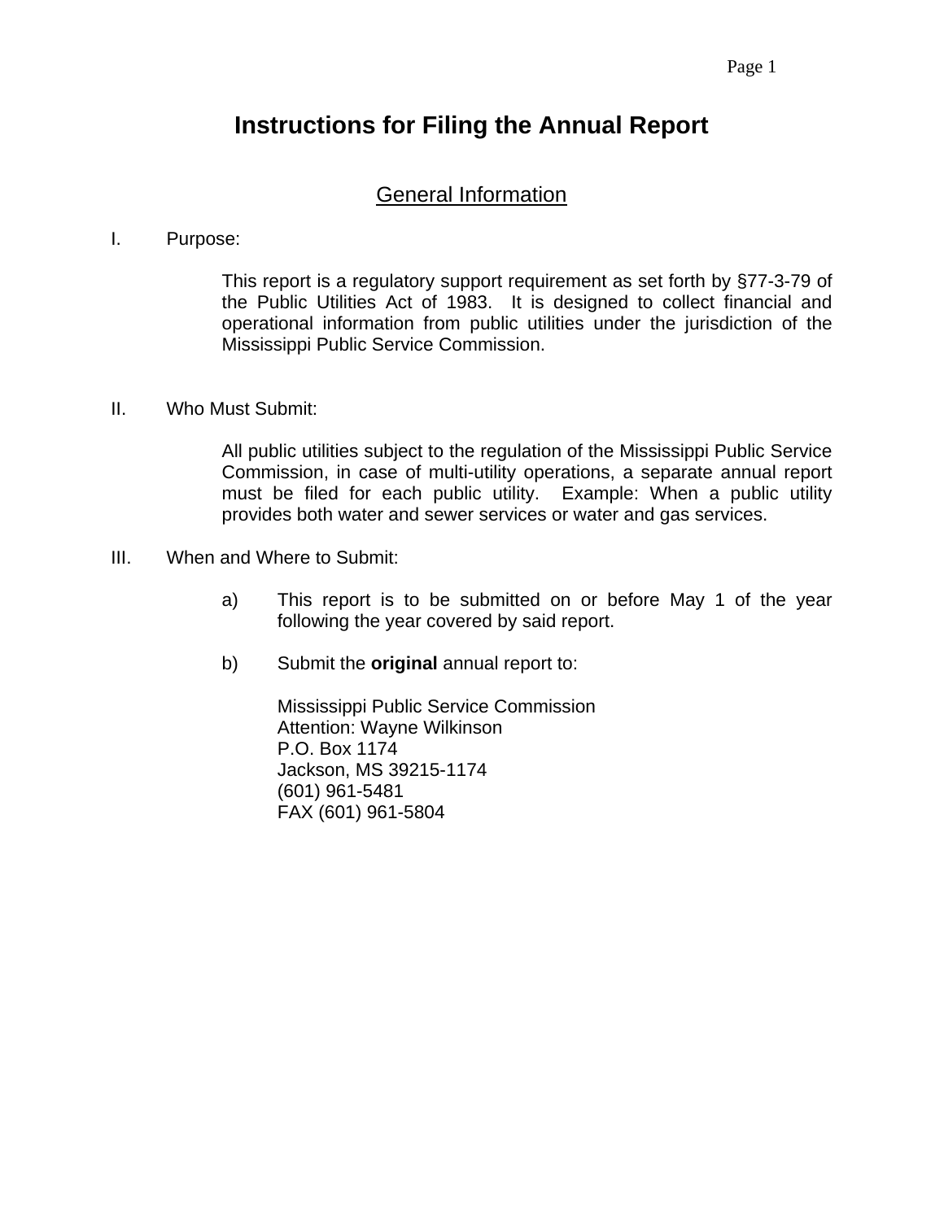# Instructions for Filing the Annual Report

## General Information

I. Purpose:

This report is a regulatory support requirement as set forth by §77-3-79 of the Public Utilities Act of 1983. It is designed to collect financial and operational information from public utilities under the jurisdiction of the Mississippi Public Service Commission.

II. Who Must Submit:

All public utilities subject to the regulation of the Mississippi Public Service Commission, in case of multi-utility operations, a separate annual report must be filed for each public utility. Example: When a public utility provides both water and sewer services or water and gas services.

III. When and Where to Submit:

a) This report is to be submitted on or before May 1 of the year following the year covered by said report.

b) Submit the **original** annual report to:

Mississippi Public Service Commission  
Attention: Wayne Wilkinson  
P.O. Box 1174  
Jackson, MS 39215-1174  
(601) 961-5481  
FAX (601) 961-5804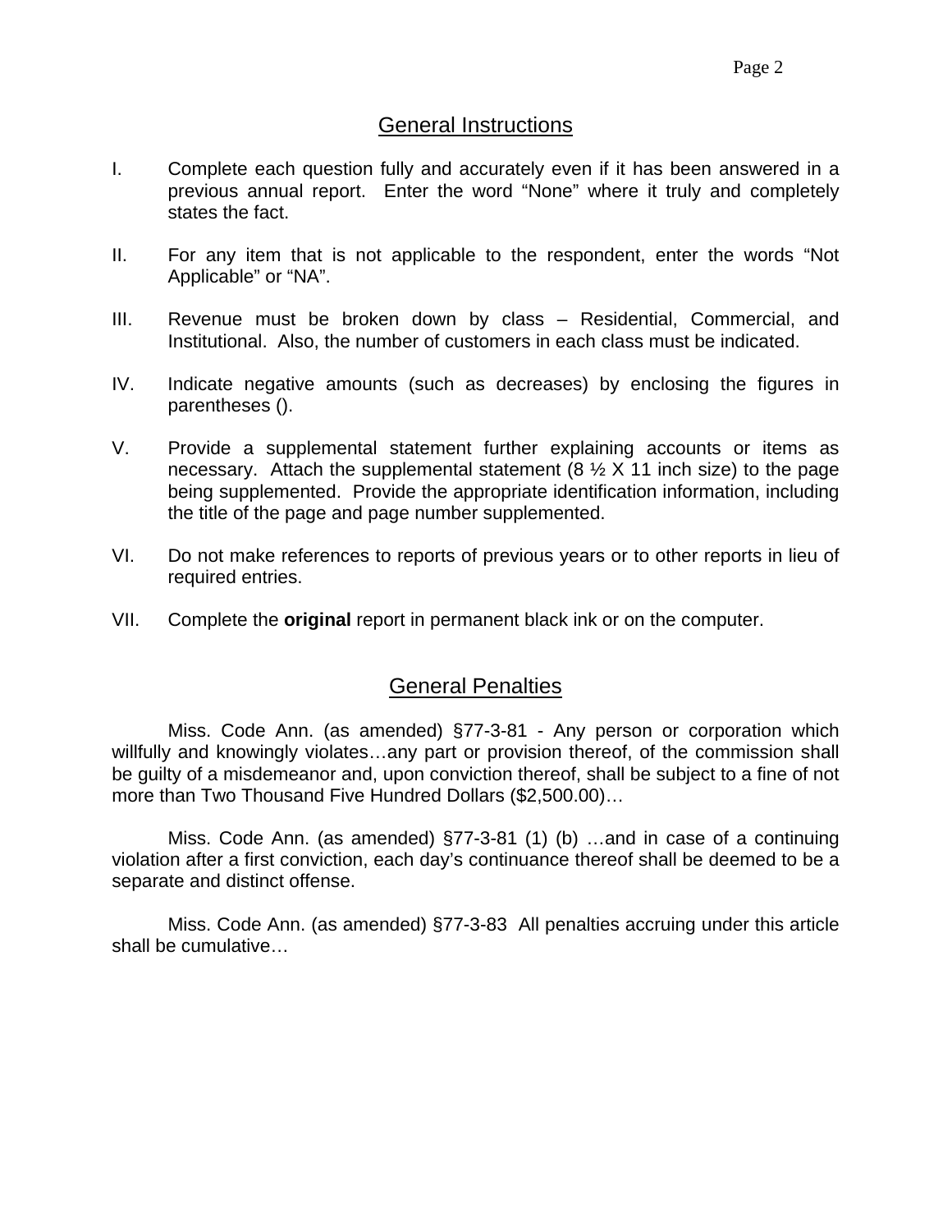## General Instructions

I. Complete each question fully and accurately even if it has been answered in a previous annual report. Enter the word “None” where it truly and completely states the fact.

II. For any item that is not applicable to the respondent, enter the words “Not Applicable” or “NA”.

III. Revenue must be broken down by class – Residential, Commercial, and Institutional. Also, the number of customers in each class must be indicated.

IV. Indicate negative amounts (such as decreases) by enclosing the figures in parentheses ().

V. Provide a supplemental statement further explaining accounts or items as necessary. Attach the supplemental statement (8 ½ X 11 inch size) to the page being supplemented. Provide the appropriate identification information, including the title of the page and page number supplemented.

VI. Do not make references to reports of previous years or to other reports in lieu of required entries.

VII. Complete the **original** report in permanent black ink or on the computer.

## General Penalties

Miss. Code Ann. (as amended) §77-3-81 - Any person or corporation which willfully and knowingly violates…any part or provision thereof, of the commission shall be guilty of a misdemeanor and, upon conviction thereof, shall be subject to a fine of not more than Two Thousand Five Hundred Dollars ($2,500.00)…

Miss. Code Ann. (as amended) §77-3-81 (1) (b) …and in case of a continuing violation after a first conviction, each day’s continuance thereof shall be deemed to be a separate and distinct offense.

Miss. Code Ann. (as amended) §77-3-83 All penalties accruing under this article shall be cumulative…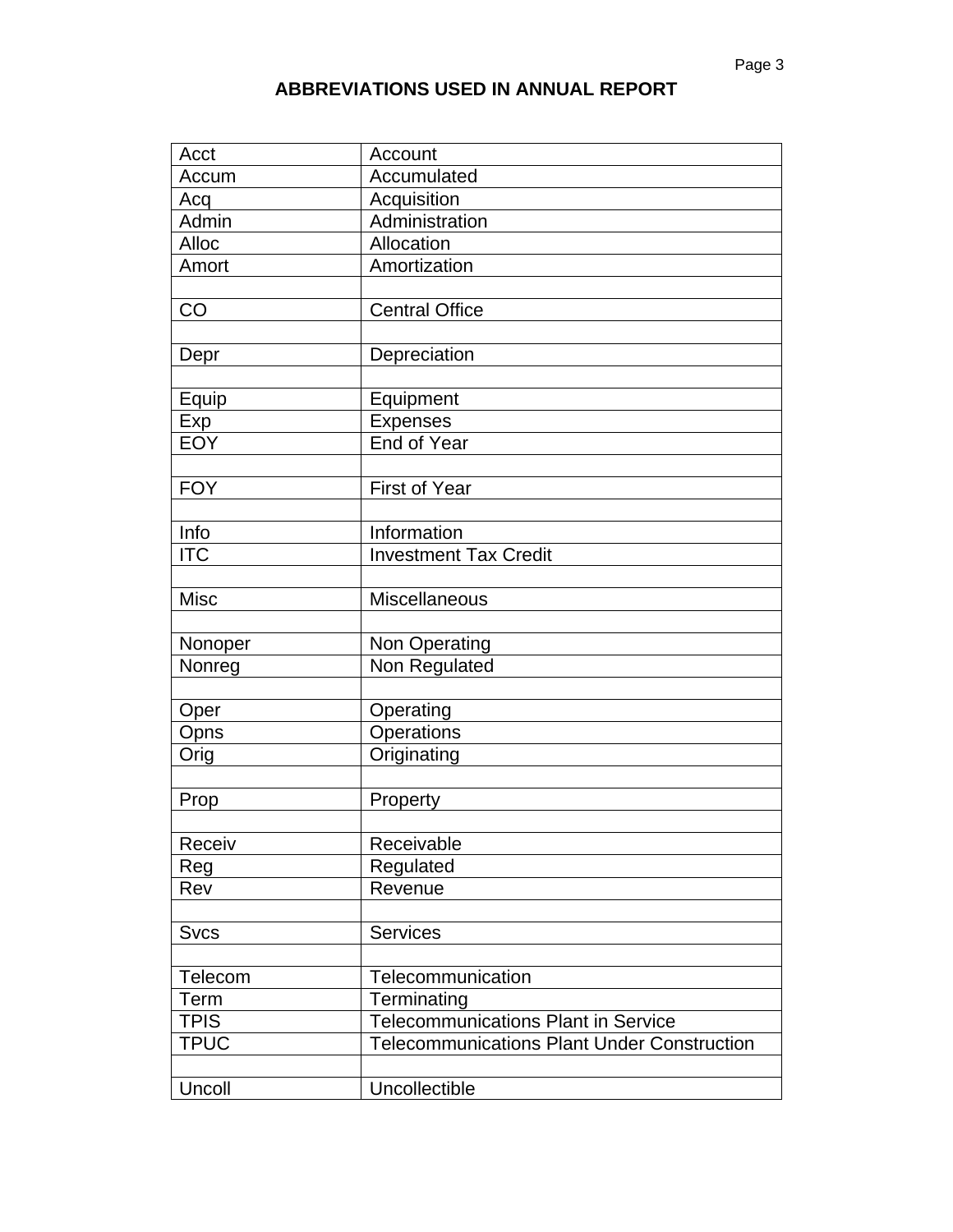# ABBREVIATIONS USED IN ANNUAL REPORT

| | |
|---|---|
| Acct | Account |
| Accum | Accumulated |
| Acq | Acquisition |
| Admin | Administration |
| Alloc | Allocation |
| Amort | Amortization |
| | |
| CO | Central Office |
| | |
| Depr | Depreciation |
| | |
| Equip | Equipment |
| Exp | Expenses |
| EOY | End of Year |
| | |
| FOY | First of Year |
| | |
| Info | Information |
| ITC | Investment Tax Credit |
| | |
| Misc | Miscellaneous |
| | |
| Nonoper | Non Operating |
| Nonreg | Non Regulated |
| | |
| Oper | Operating |
| Opns | Operations |
| Orig | Originating |
| | |
| Prop | Property |
| | |
| Receiv | Receivable |
| Reg | Regulated |
| Rev | Revenue |
| | |
| Svcs | Services |
| | |
| Telecom | Telecommunication |
| Term | Terminating |
| TPIS | Telecommunications Plant in Service |
| TPUC | Telecommunications Plant Under Construction |
| | |
| Uncoll | Uncollectible |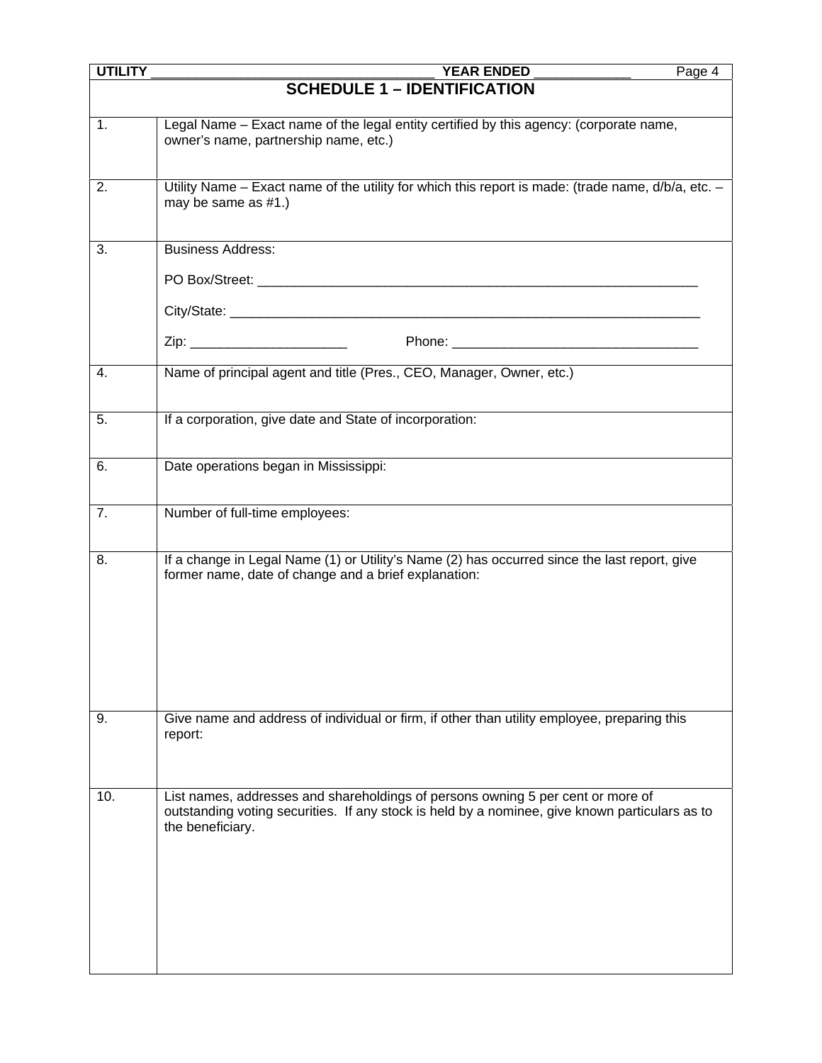| UTILITY ___________________________________ YEAR ENDED ____________ | |
|---|---|
| **SCHEDULE 1 – IDENTIFICATION** | |
| 1. | Legal Name – Exact name of the legal entity certified by this agency: (corporate name, owner's name, partnership name, etc.) |
| 2. | Utility Name – Exact name of the utility for which this report is made: (trade name, d/b/a, etc. – may be same as #1.) |
| 3. | Business Address:<br><br>PO Box/Street: ____________________________________________________________<br><br>City/State: _______________________________________________________________<br><br>Zip: ____________________ Phone: _________________________________ |
| 4. | Name of principal agent and title (Pres., CEO, Manager, Owner, etc.) |
| 5. | If a corporation, give date and State of incorporation: |
| 6. | Date operations began in Mississippi: |
| 7. | Number of full-time employees: |
| 8. | If a change in Legal Name (1) or Utility's Name (2) has occurred since the last report, give former name, date of change and a brief explanation: |
| 9. | Give name and address of individual or firm, if other than utility employee, preparing this report: |
| 10. | List names, addresses and shareholdings of persons owning 5 per cent or more of outstanding voting securities. If any stock is held by a nominee, give known particulars as to the beneficiary. |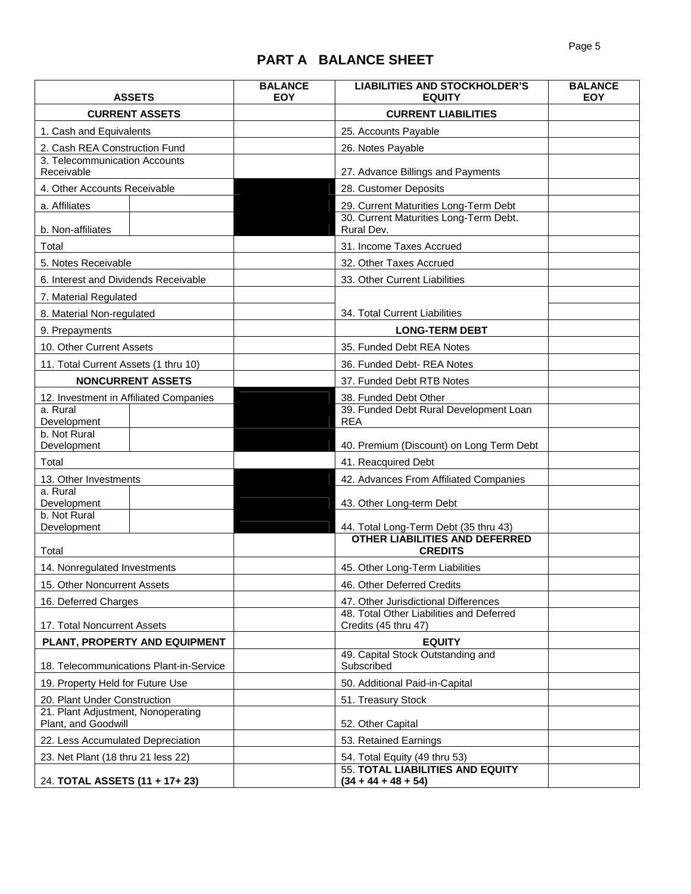# PART A BALANCE SHEET

| ASSETS | | BALANCE EOY | LIABILITIES AND STOCKHOLDER'S EQUITY | BALANCE EOY |
|---|---|---|---|---|
| **CURRENT ASSETS** | | | **CURRENT LIABILITIES** | |
| 1. Cash and Equivalents | | | 25. Accounts Payable | |
| 2. Cash REA Construction Fund | | | 26. Notes Payable | |
| 3. Telecommunication Accounts Receivable | | | 27. Advance Billings and Payments | |
| 4. Other Accounts Receivable | | | 28. Customer Deposits | |
| a. Affiliates | | | 29. Current Maturities Long-Term Debt | |
| b. Non-affiliates | | | 30. Current Maturities Long-Term Debt. Rural Dev. | |
| Total | | | 31. Income Taxes Accrued | |
| 5. Notes Receivable | | | 32. Other Taxes Accrued | |
| 6. Interest and Dividends Receivable | | | 33. Other Current Liabilities | |
| 7. Material Regulated | | | | |
| 8. Material Non-regulated | | | 34. Total Current Liabilities | |
| 9. Prepayments | | | **LONG-TERM DEBT** | |
| 10. Other Current Assets | | | 35. Funded Debt REA Notes | |
| 11. Total Current Assets (1 thru 10) | | | 36. Funded Debt- REA Notes | |
| **NONCURRENT ASSETS** | | | 37. Funded Debt RTB Notes | |
| 12. Investment in Affiliated Companies | | | 38. Funded Debt Other | |
| a. Rural Development | | | 39. Funded Debt Rural Development Loan REA | |
| b. Not Rural Development | | | 40. Premium (Discount) on Long Term Debt | |
| Total | | | 41. Reacquired Debt | |
| 13. Other Investments | | | 42. Advances From Affiliated Companies | |
| a. Rural Development | | | 43. Other Long-term Debt | |
| b. Not Rural Development | | | 44. Total Long-Term Debt (35 thru 43) | |
| Total | | | **OTHER LIABILITIES AND DEFERRED CREDITS** | |
| 14. Nonregulated Investments | | | 45. Other Long-Term Liabilities | |
| 15. Other Noncurrent Assets | | | 46. Other Deferred Credits | |
| 16. Deferred Charges | | | 47. Other Jurisdictional Differences | |
| 17. Total Noncurrent Assets | | | 48. Total Other Liabilities and Deferred Credits (45 thru 47) | |
| **PLANT, PROPERTY AND EQUIPMENT** | | | **EQUITY** | |
| 18. Telecommunications Plant-in-Service | | | 49. Capital Stock Outstanding and Subscribed | |
| 19. Property Held for Future Use | | | 50. Additional Paid-in-Capital | |
| 20. Plant Under Construction | | | 51. Treasury Stock | |
| 21. Plant Adjustment, Nonoperating Plant, and Goodwill | | | 52. Other Capital | |
| 22. Less Accumulated Depreciation | | | 53. Retained Earnings | |
| 23. Net Plant (18 thru 21 less 22) | | | 54. Total Equity (49 thru 53) | |
| 24. **TOTAL ASSETS (11 + 17+ 23)** | | | 55. **TOTAL LIABILITIES AND EQUITY (34 + 44 + 48 + 54)** | |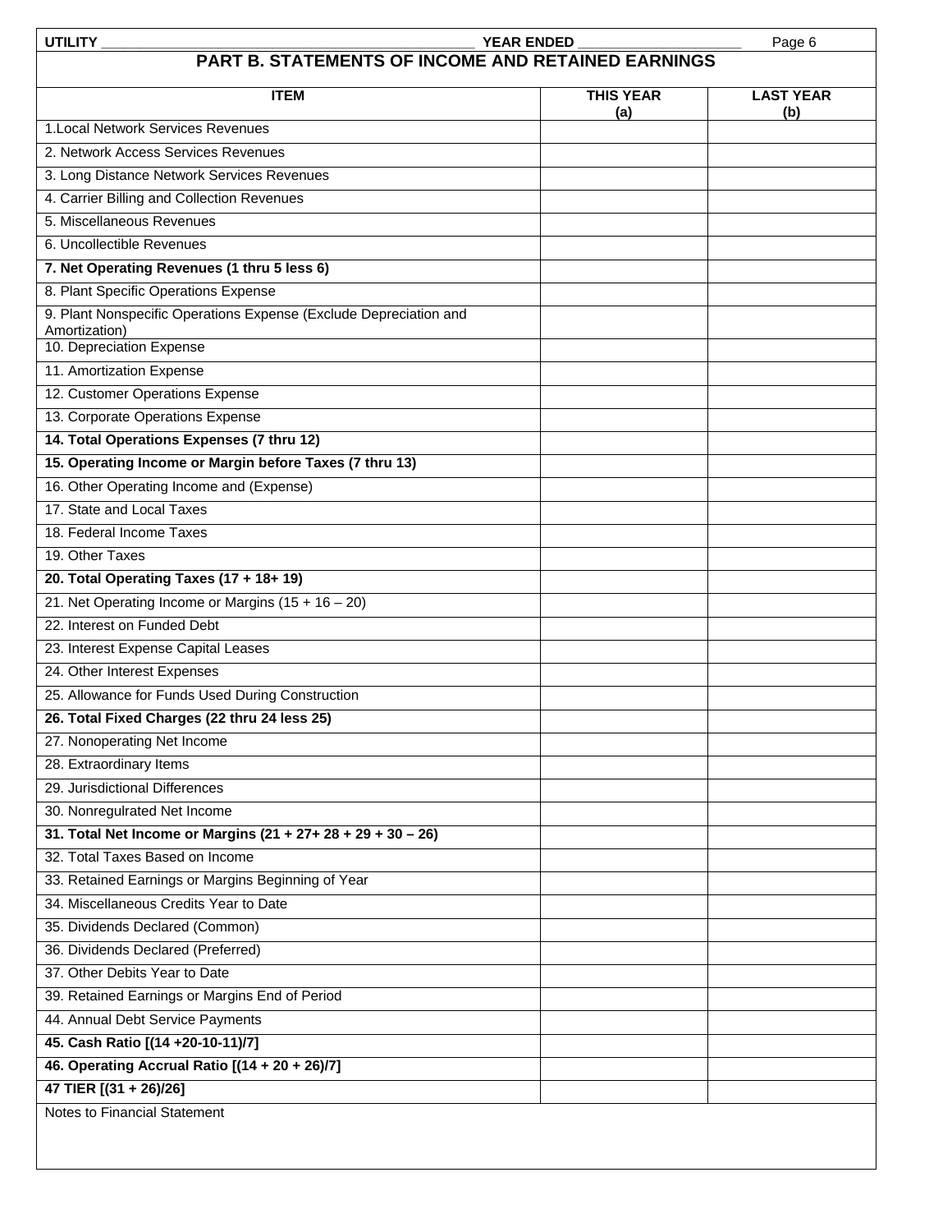UTILITY ______________________________________________ YEAR ENDED ____________________

## PART B. STATEMENTS OF INCOME AND RETAINED EARNINGS

| ITEM | THIS YEAR (a) | LAST YEAR (b) |
|---|---|---|
| 1.Local Network Services Revenues | | |
| 2. Network Access Services Revenues | | |
| 3. Long Distance Network Services Revenues | | |
| 4. Carrier Billing and Collection Revenues | | |
| 5. Miscellaneous Revenues | | |
| 6. Uncollectible Revenues | | |
| **7. Net Operating Revenues (1 thru 5 less 6)** | | |
| 8. Plant Specific Operations Expense | | |
| 9. Plant Nonspecific Operations Expense (Exclude Depreciation and Amortization) | | |
| 10. Depreciation Expense | | |
| 11. Amortization Expense | | |
| 12. Customer Operations Expense | | |
| 13. Corporate Operations Expense | | |
| **14. Total Operations Expenses (7 thru 12)** | | |
| **15. Operating Income or Margin before Taxes (7 thru 13)** | | |
| 16. Other Operating Income and (Expense) | | |
| 17. State and Local Taxes | | |
| 18. Federal Income Taxes | | |
| 19. Other Taxes | | |
| **20. Total Operating Taxes (17 + 18+ 19)** | | |
| 21. Net Operating Income or Margins (15 + 16 – 20) | | |
| 22. Interest on Funded Debt | | |
| 23. Interest Expense Capital Leases | | |
| 24. Other Interest Expenses | | |
| 25. Allowance for Funds Used During Construction | | |
| **26. Total Fixed Charges (22 thru 24 less 25)** | | |
| 27. Nonoperating Net Income | | |
| 28. Extraordinary Items | | |
| 29. Jurisdictional Differences | | |
| 30. Nonregulrated Net Income | | |
| **31. Total Net Income or Margins (21 + 27+ 28 + 29 + 30 – 26)** | | |
| 32. Total Taxes Based on Income | | |
| 33. Retained Earnings or Margins Beginning of Year | | |
| 34. Miscellaneous Credits Year to Date | | |
| 35. Dividends Declared (Common) | | |
| 36. Dividends Declared (Preferred) | | |
| 37. Other Debits Year to Date | | |
| 39. Retained Earnings or Margins End of Period | | |
| 44. Annual Debt Service Payments | | |
| **45. Cash Ratio [(14 +20-10-11)/7]** | | |
| **46. Operating Accrual Ratio [(14 + 20 + 26)/7]** | | |
| **47 TIER [(31 + 26)/26]** | | |

Notes to Financial Statement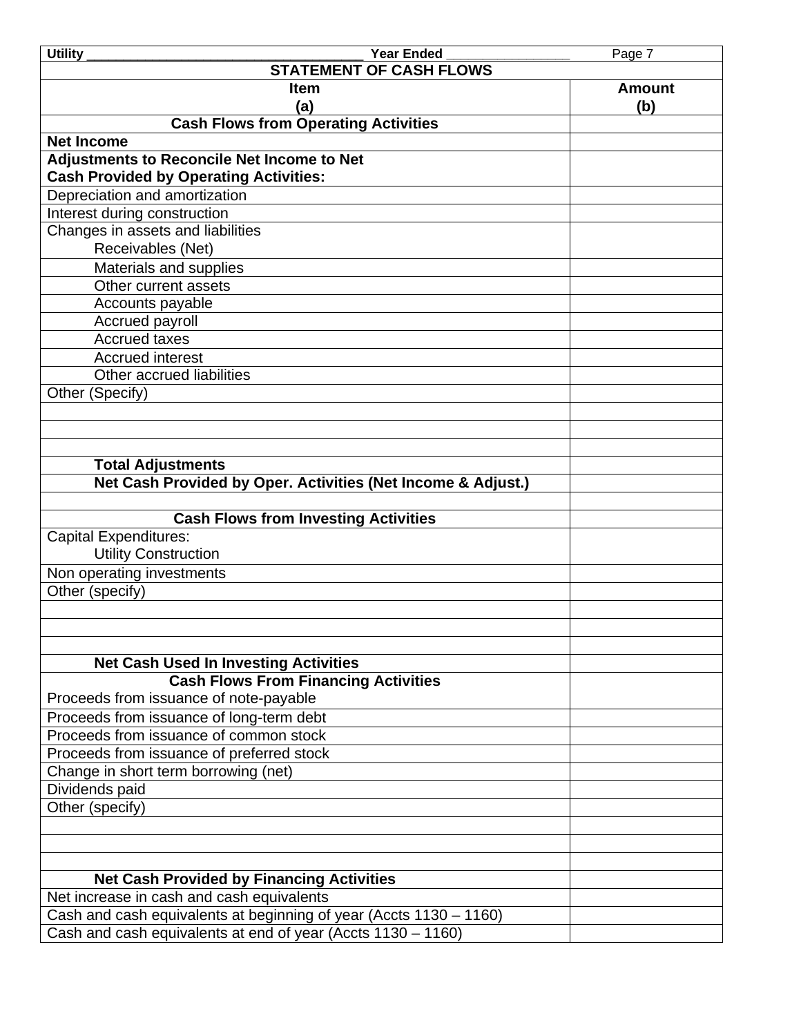Utility ____________________________________ Year Ended ________________

## STATEMENT OF CASH FLOWS

| Item (a) | Amount (b) |
|---|---|
| **Cash Flows from Operating Activities** | |
| **Net Income** | |
| **Adjustments to Reconcile Net Income to Net Cash Provided by Operating Activities:** | |
| Depreciation and amortization | |
| Interest during construction | |
| Changes in assets and liabilities<br>Receivables (Net) | |
| Materials and supplies | |
| Other current assets | |
| Accounts payable | |
| Accrued payroll | |
| Accrued taxes | |
| Accrued interest | |
| Other accrued liabilities | |
| Other (Specify) | |
| | |
| | |
| | |
| **Total Adjustments** | |
| **Net Cash Provided by Oper. Activities (Net Income & Adjust.)** | |
| | |
| **Cash Flows from Investing Activities** | |
| Capital Expenditures:<br>Utility Construction | |
| Non operating investments | |
| Other (specify) | |
| | |
| | |
| | |
| **Net Cash Used In Investing Activities** | |
| **Cash Flows From Financing Activities**<br>Proceeds from issuance of note-payable | |
| Proceeds from issuance of long-term debt | |
| Proceeds from issuance of common stock | |
| Proceeds from issuance of preferred stock | |
| Change in short term borrowing (net) | |
| Dividends paid | |
| Other (specify) | |
| | |
| | |
| | |
| **Net Cash Provided by Financing Activities** | |
| Net increase in cash and cash equivalents | |
| Cash and cash equivalents at beginning of year (Accts 1130 – 1160) | |
| Cash and cash equivalents at end of year (Accts 1130 – 1160) | |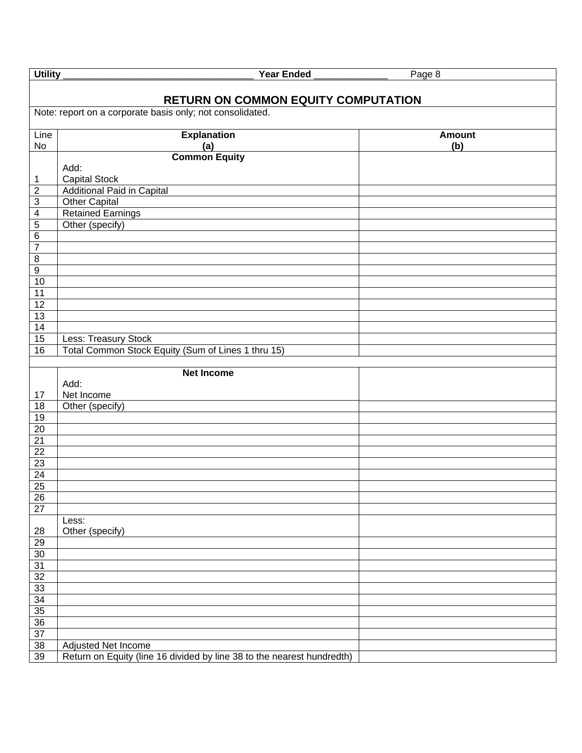**Utility** ______________________________ **Year Ended** ____________ Page 8

## RETURN ON COMMON EQUITY COMPUTATION

Note: report on a corporate basis only; not consolidated.

| Line No | Explanation (a) | Amount (b) |
|---|---|---|
| | **Common Equity** | |
| | Add: | |
| 1 | Capital Stock | |
| 2 | Additional Paid in Capital | |
| 3 | Other Capital | |
| 4 | Retained Earnings | |
| 5 | Other (specify) | |
| 6 | | |
| 7 | | |
| 8 | | |
| 9 | | |
| 10 | | |
| 11 | | |
| 12 | | |
| 13 | | |
| 14 | | |
| 15 | Less: Treasury Stock | |
| 16 | Total Common Stock Equity (Sum of Lines 1 thru 15) | |
| | | |
| | **Net Income** | |
| | Add: | |
| 17 | Net Income | |
| 18 | Other (specify) | |
| 19 | | |
| 20 | | |
| 21 | | |
| 22 | | |
| 23 | | |
| 24 | | |
| 25 | | |
| 26 | | |
| 27 | | |
| | Less: | |
| 28 | Other (specify) | |
| 29 | | |
| 30 | | |
| 31 | | |
| 32 | | |
| 33 | | |
| 34 | | |
| 35 | | |
| 36 | | |
| 37 | | |
| 38 | Adjusted Net Income | |
| 39 | Return on Equity (line 16 divided by line 38 to the nearest hundredth) | |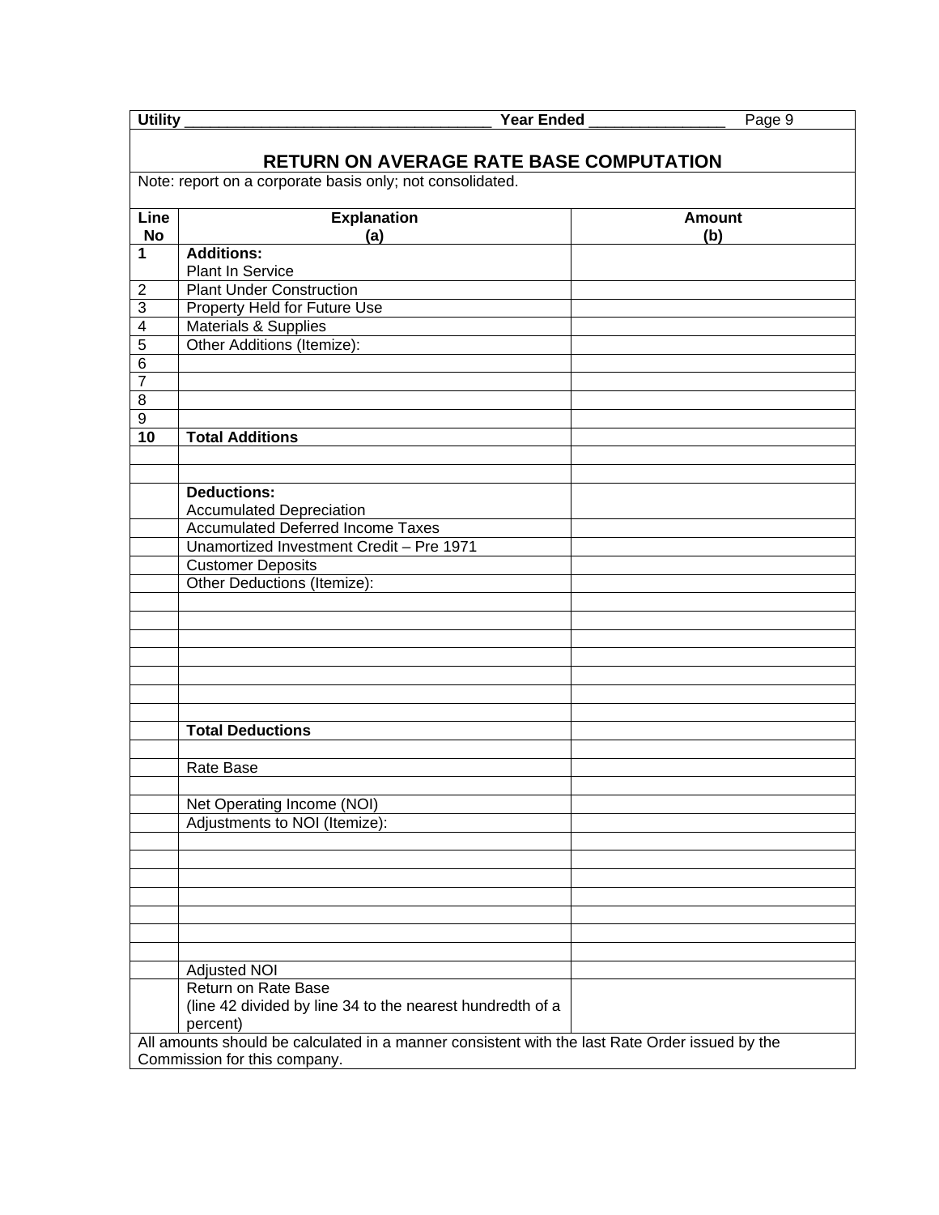Utility ___________________________________ Year Ended _______________

## RETURN ON AVERAGE RATE BASE COMPUTATION

Note: report on a corporate basis only; not consolidated.

| Line No | Explanation (a) | Amount (b) |
|---|---|---|
| 1 | **Additions:** Plant In Service | |
| 2 | Plant Under Construction | |
| 3 | Property Held for Future Use | |
| 4 | Materials & Supplies | |
| 5 | Other Additions (Itemize): | |
| 6 | | |
| 7 | | |
| 8 | | |
| 9 | | |
| 10 | **Total Additions** | |
| | | |
| | | |
| | **Deductions:** Accumulated Depreciation | |
| | Accumulated Deferred Income Taxes | |
| | Unamortized Investment Credit – Pre 1971 | |
| | Customer Deposits | |
| | Other Deductions (Itemize): | |
| | | |
| | | |
| | | |
| | | |
| | | |
| | | |
| | | |
| | **Total Deductions** | |
| | | |
| | Rate Base | |
| | | |
| | Net Operating Income (NOI) | |
| | Adjustments to NOI (Itemize): | |
| | | |
| | | |
| | | |
| | | |
| | | |
| | | |
| | | |
| | Adjusted NOI | |
| | Return on Rate Base (line 42 divided by line 34 to the nearest hundredth of a percent) | |

All amounts should be calculated in a manner consistent with the last Rate Order issued by the Commission for this company.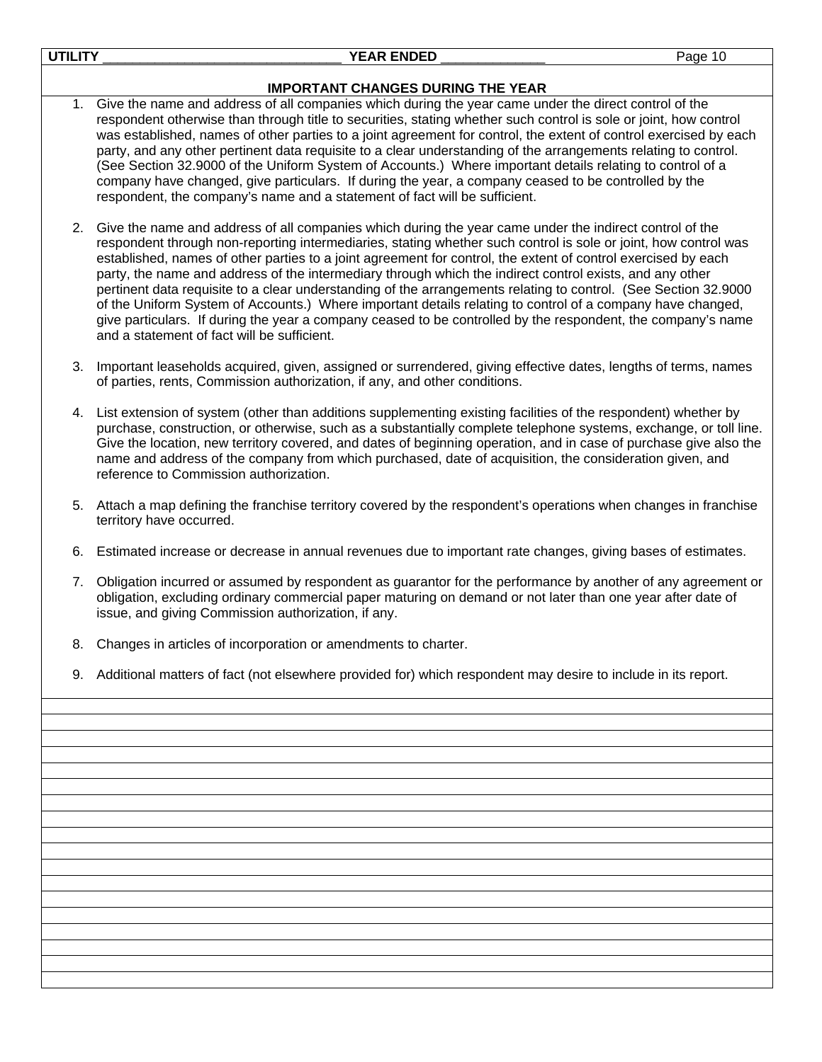UTILITY ______________________________ YEAR ENDED _____________

## IMPORTANT CHANGES DURING THE YEAR

1. Give the name and address of all companies which during the year came under the direct control of the respondent otherwise than through title to securities, stating whether such control is sole or joint, how control was established, names of other parties to a joint agreement for control, the extent of control exercised by each party, and any other pertinent data requisite to a clear understanding of the arrangements relating to control. (See Section 32.9000 of the Uniform System of Accounts.) Where important details relating to control of a company have changed, give particulars. If during the year, a company ceased to be controlled by the respondent, the company's name and a statement of fact will be sufficient.

2. Give the name and address of all companies which during the year came under the indirect control of the respondent through non-reporting intermediaries, stating whether such control is sole or joint, how control was established, names of other parties to a joint agreement for control, the extent of control exercised by each party, the name and address of the intermediary through which the indirect control exists, and any other pertinent data requisite to a clear understanding of the arrangements relating to control. (See Section 32.9000 of the Uniform System of Accounts.) Where important details relating to control of a company have changed, give particulars. If during the year a company ceased to be controlled by the respondent, the company's name and a statement of fact will be sufficient.

3. Important leaseholds acquired, given, assigned or surrendered, giving effective dates, lengths of terms, names of parties, rents, Commission authorization, if any, and other conditions.

4. List extension of system (other than additions supplementing existing facilities of the respondent) whether by purchase, construction, or otherwise, such as a substantially complete telephone systems, exchange, or toll line. Give the location, new territory covered, and dates of beginning operation, and in case of purchase give also the name and address of the company from which purchased, date of acquisition, the consideration given, and reference to Commission authorization.

5. Attach a map defining the franchise territory covered by the respondent's operations when changes in franchise territory have occurred.

6. Estimated increase or decrease in annual revenues due to important rate changes, giving bases of estimates.

7. Obligation incurred or assumed by respondent as guarantor for the performance by another of any agreement or obligation, excluding ordinary commercial paper maturing on demand or not later than one year after date of issue, and giving Commission authorization, if any.

8. Changes in articles of incorporation or amendments to charter.

9. Additional matters of fact (not elsewhere provided for) which respondent may desire to include in its report.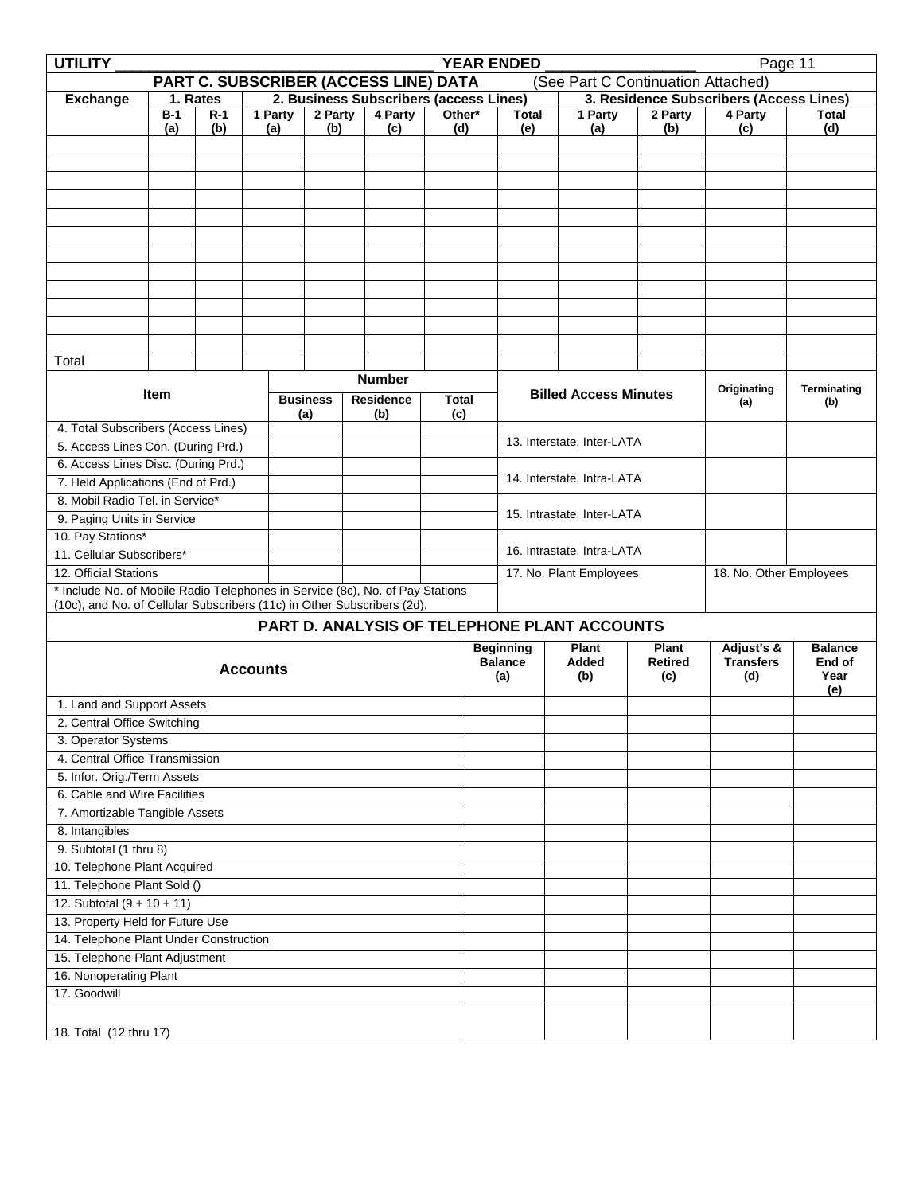UTILITY ______________________________________ YEAR ENDED __________________

## PART C. SUBSCRIBER (ACCESS LINE) DATA (See Part C Continuation Attached)

| Exchange | 1. Rates | | 2. Business Subscribers (access Lines) | | | | | 3. Residence Subscribers (Access Lines) | | | |
|---|---|---|---|---|---|---|---|---|---|---|---|
| | B-1 (a) | R-1 (b) | 1 Party (a) | 2 Party (b) | 4 Party (c) | Other* (d) | Total (e) | 1 Party (a) | 2 Party (b) | 4 Party (c) | Total (d) |
| | | | | | | | | | | | |
| | | | | | | | | | | | |
| | | | | | | | | | | | |
| | | | | | | | | | | | |
| | | | | | | | | | | | |
| | | | | | | | | | | | |
| | | | | | | | | | | | |
| | | | | | | | | | | | |
| | | | | | | | | | | | |
| | | | | | | | | | | | |
| | | | | | | | | | | | |
| | | | | | | | | | | | |
| Total | | | | | | | | | | | |

| Item | Number | | |
|---|---|---|---|
| | Business (a) | Residence (b) | Total (c) |
| 4. Total Subscribers (Access Lines) | | | |
| 5. Access Lines Con. (During Prd.) | | | |
| 6. Access Lines Disc. (During Prd.) | | | |
| 7. Held Applications (End of Prd.) | | | |
| 8. Mobil Radio Tel. in Service* | | | |
| 9. Paging Units in Service | | | |
| 10. Pay Stations* | | | |
| 11. Cellular Subscribers* | | | |
| 12. Official Stations | | | |

\* Include No. of Mobile Radio Telephones in Service (8c), No. of Pay Stations (10c), and No. of Cellular Subscribers (11c) in Other Subscribers (2d).

| Billed Access Minutes | Originating (a) | Terminating (b) |
|---|---|---|
| 13. Interstate, Inter-LATA | | |
| 14. Interstate, Intra-LATA | | |
| 15. Intrastate, Inter-LATA | | |
| 16. Intrastate, Intra-LATA | | |

17. No. Plant Employees

18. No. Other Employees

## PART D. ANALYSIS OF TELEPHONE PLANT ACCOUNTS

| Accounts | Beginning Balance (a) | Plant Added (b) | Plant Retired (c) | Adjust's & Transfers (d) | Balance End of Year (e) |
|---|---|---|---|---|---|
| 1. Land and Support Assets | | | | | |
| 2. Central Office Switching | | | | | |
| 3. Operator Systems | | | | | |
| 4. Central Office Transmission | | | | | |
| 5. Infor. Orig./Term Assets | | | | | |
| 6. Cable and Wire Facilities | | | | | |
| 7. Amortizable Tangible Assets | | | | | |
| 8. Intangibles | | | | | |
| 9. Subtotal (1 thru 8) | | | | | |
| 10. Telephone Plant Acquired | | | | | |
| 11. Telephone Plant Sold () | | | | | |
| 12. Subtotal (9 + 10 + 11) | | | | | |
| 13. Property Held for Future Use | | | | | |
| 14. Telephone Plant Under Construction | | | | | |
| 15. Telephone Plant Adjustment | | | | | |
| 16. Nonoperating Plant | | | | | |
| 17. Goodwill | | | | | |
| 18. Total (12 thru 17) | | | | | |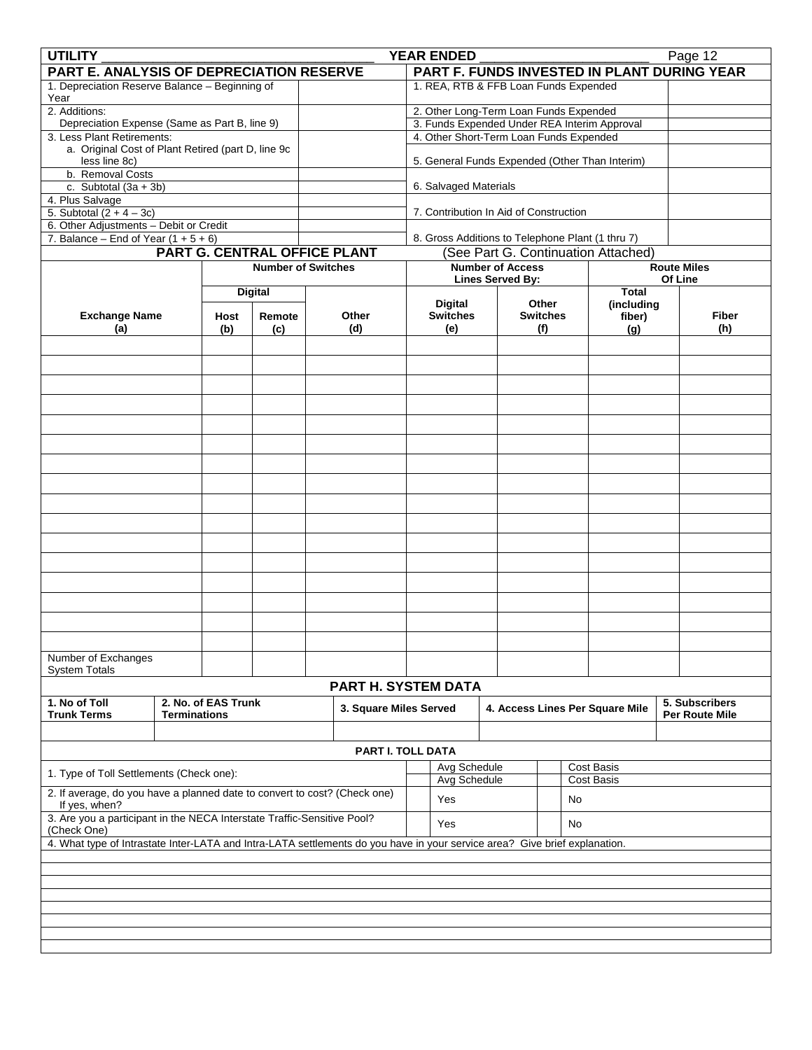UTILITY ___________________________________ YEAR ENDED ______________________

| PART E. ANALYSIS OF DEPRECIATION RESERVE | |
|---|---|
| 1. Depreciation Reserve Balance – Beginning of Year | |
| 2. Additions: Depreciation Expense (Same as Part B, line 9) | |
| 3. Less Plant Retirements: | |
| a. Original Cost of Plant Retired (part D, line 9c less line 8c) | |
| b. Removal Costs | |
| c. Subtotal (3a + 3b) | |
| 4. Plus Salvage | |
| 5. Subtotal (2 + 4 – 3c) | |
| 6. Other Adjustments – Debit or Credit | |
| 7. Balance – End of Year (1 + 5 + 6) | |

| PART F. FUNDS INVESTED IN PLANT DURING YEAR | |
|---|---|
| 1. REA, RTB & FFB Loan Funds Expended | |
| 2. Other Long-Term Loan Funds Expended | |
| 3. Funds Expended Under REA Interim Approval | |
| 4. Other Short-Term Loan Funds Expended | |
| 5. General Funds Expended (Other Than Interim) | |
| 6. Salvaged Materials | |
| 7. Contribution In Aid of Construction | |
| 8. Gross Additions to Telephone Plant (1 thru 7) | |

## PART G. CENTRAL OFFICE PLANT (See Part G. Continuation Attached)

| | Number of Switches | | | Number of Access Lines Served By: | | Route Miles Of Line | |
|---|---|---|---|---|---|---|---|
| | Digital | | | | | | |
| Exchange Name (a) | Host (b) | Remote (c) | Other (d) | Digital Switches (e) | Other Switches (f) | Total (including fiber) (g) | Fiber (h) |
| | | | | | | | |
| | | | | | | | |
| | | | | | | | |
| | | | | | | | |
| | | | | | | | |
| | | | | | | | |
| | | | | | | | |
| | | | | | | | |
| | | | | | | | |
| | | | | | | | |
| | | | | | | | |
| | | | | | | | |
| | | | | | | | |
| | | | | | | | |
| | | | | | | | |
| | | | | | | | |
| Number of Exchanges System Totals | | | | | | | |

## PART H. SYSTEM DATA

| 1. No of Toll Trunk Terms | 2. No. of EAS Trunk Terminations | 3. Square Miles Served | 4. Access Lines Per Square Mile | 5. Subscribers Per Route Mile |
|---|---|---|---|---|
| | | | | |

### PART I. TOLL DATA

| | | | | |
|---|---|---|---|---|
| 1. Type of Toll Settlements (Check one): | | Avg Schedule | | Cost Basis |
| | | Avg Schedule | | Cost Basis |
| 2. If average, do you have a planned date to convert to cost? (Check one) If yes, when? | | Yes | | No |
| 3. Are you a participant in the NECA Interstate Traffic-Sensitive Pool? (Check One) | | Yes | | No |

4. What type of Intrastate Inter-LATA and Intra-LATA settlements do you have in your service area? Give brief explanation.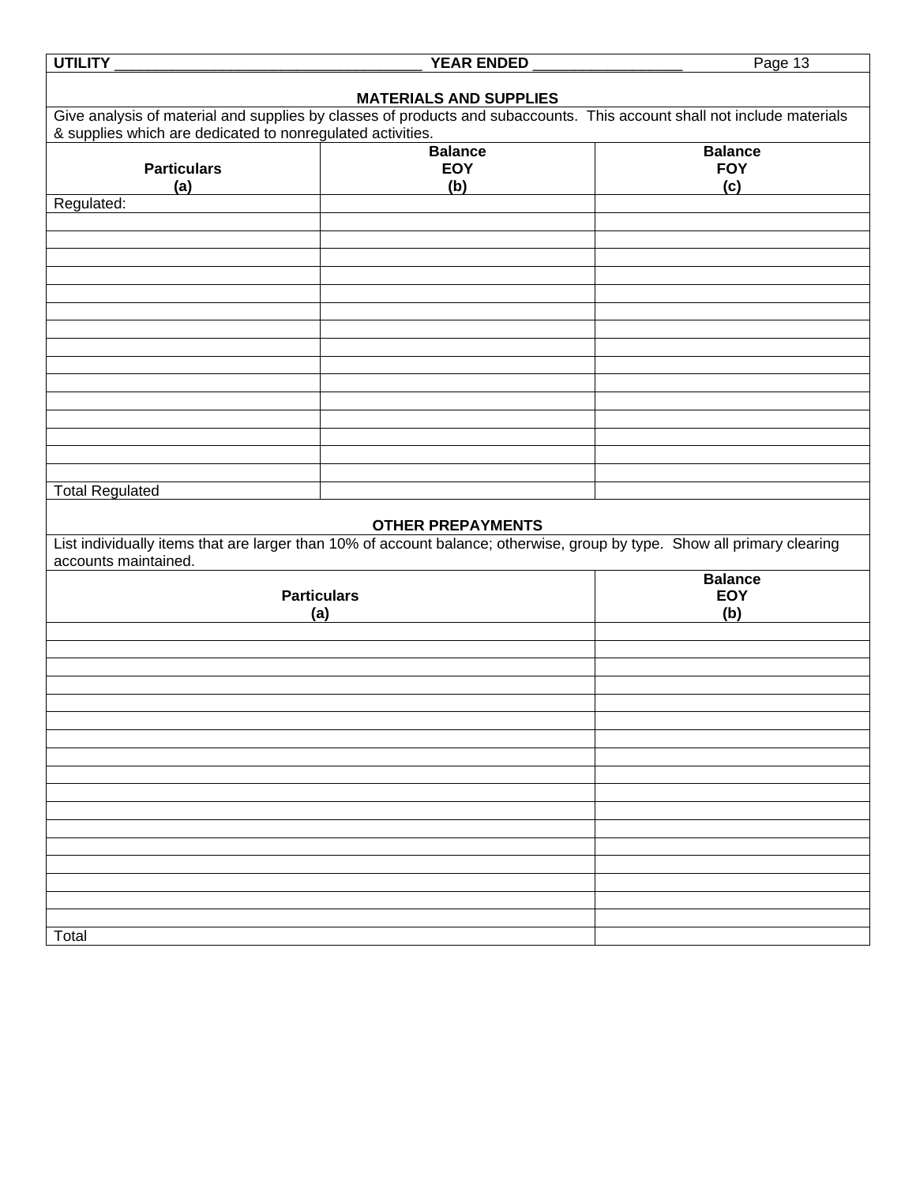UTILITY ___________________________________ YEAR ENDED _________________

## MATERIALS AND SUPPLIES

Give analysis of material and supplies by classes of products and subaccounts. This account shall not include materials & supplies which are dedicated to nonregulated activities.

| Particulars<br>(a) | Balance<br>EOY<br>(b) | Balance<br>FOY<br>(c) |
|---|---|---|
| Regulated: | | |
| | | |
| | | |
| | | |
| | | |
| | | |
| | | |
| | | |
| | | |
| | | |
| | | |
| | | |
| | | |
| | | |
| | | |
| | | |
| Total Regulated | | |

## OTHER PREPAYMENTS

List individually items that are larger than 10% of account balance; otherwise, group by type. Show all primary clearing accounts maintained.

| Particulars<br>(a) | Balance<br>EOY<br>(b) |
|---|---|
| | |
| | |
| | |
| | |
| | |
| | |
| | |
| | |
| | |
| | |
| | |
| | |
| | |
| | |
| | |
| | |
| | |
| Total | |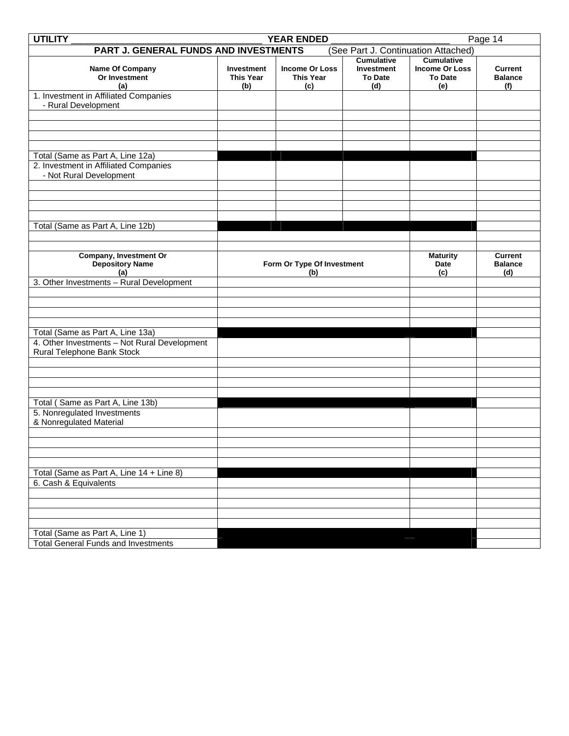UTILITY ___________________________________ YEAR ENDED _______________________ Page 14

## PART J. GENERAL FUNDS AND INVESTMENTS (See Part J. Continuation Attached)

| Name Of Company Or Investment (a) | Investment This Year (b) | Income Or Loss This Year (c) | Cumulative Investment To Date (d) | Cumulative Income Or Loss To Date (e) | Current Balance (f) |
|---|---|---|---|---|---|
| 1. Investment in Affiliated Companies - Rural Development | | | | | |
| | | | | | |
| | | | | | |
| | | | | | |
| | | | | | |
| Total (Same as Part A, Line 12a) | | | | | |
| 2. Investment in Affiliated Companies - Not Rural Development | | | | | |
| | | | | | |
| | | | | | |
| | | | | | |
| | | | | | |
| Total (Same as Part A, Line 12b) | | | | | |

| Company, Investment Or Depository Name (a) | Form Or Type Of Investment (b) | Maturity Date (c) | Current Balance (d) |
|---|---|---|---|
| 3. Other Investments – Rural Development | | | |
| | | | |
| | | | |
| | | | |
| | | | |
| Total (Same as Part A, Line 13a) | | | |
| 4. Other Investments – Not Rural Development Rural Telephone Bank Stock | | | |
| | | | |
| | | | |
| | | | |
| | | | |
| Total ( Same as Part A, Line 13b) | | | |
| 5. Nonregulated Investments & Nonregulated Material | | | |
| | | | |
| | | | |
| | | | |
| | | | |
| Total (Same as Part A, Line 14 + Line 8) | | | |
| 6. Cash & Equivalents | | | |
| | | | |
| | | | |
| | | | |
| | | | |
| Total (Same as Part A, Line 1) | | | |
| Total General Funds and Investments | | | |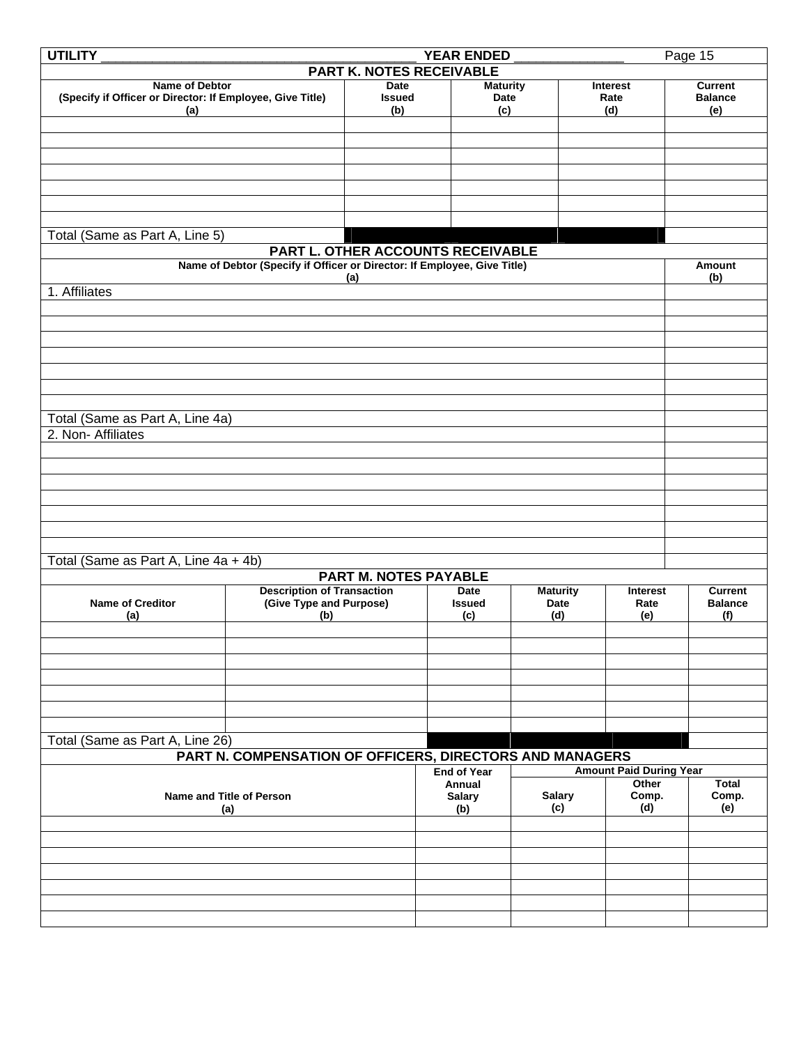UTILITY ________________________________________ YEAR ENDED ______________

## PART K. NOTES RECEIVABLE

| Name of Debtor (Specify if Officer or Director: If Employee, Give Title) (a) | Date Issued (b) | Maturity Date (c) | Interest Rate (d) | Current Balance (e) |
|---|---|---|---|---|
| | | | | |
| | | | | |
| | | | | |
| | | | | |
| | | | | |
| | | | | |
| | | | | |
| Total (Same as Part A, Line 5) | | | | |

## PART L. OTHER ACCOUNTS RECEIVABLE

| Name of Debtor (Specify if Officer or Director: If Employee, Give Title) (a) | Amount (b) |
|---|---|
| 1. Affiliates | |
| | |
| | |
| | |
| | |
| | |
| | |
| | |
| Total (Same as Part A, Line 4a) | |
| 2. Non- Affiliates | |
| | |
| | |
| | |
| | |
| | |
| | |
| | |
| Total (Same as Part A, Line 4a + 4b) | |

## PART M. NOTES PAYABLE

| Name of Creditor (a) | Description of Transaction (Give Type and Purpose) (b) | Date Issued (c) | Maturity Date (d) | Interest Rate (e) | Current Balance (f) |
|---|---|---|---|---|---|
| | | | | | |
| | | | | | |
| | | | | | |
| | | | | | |
| | | | | | |
| | | | | | |
| | | | | | |
| Total (Same as Part A, Line 26) | | | | | |

## PART N. COMPENSATION OF OFFICERS, DIRECTORS AND MANAGERS

| Name and Title of Person (a) | End of Year Annual Salary (b) | Amount Paid During Year | | |
|---|---|---|---|---|
| | | Salary (c) | Other Comp. (d) | Total Comp. (e) |
| | | | | |
| | | | | |
| | | | | |
| | | | | |
| | | | | |
| | | | | |
| | | | | |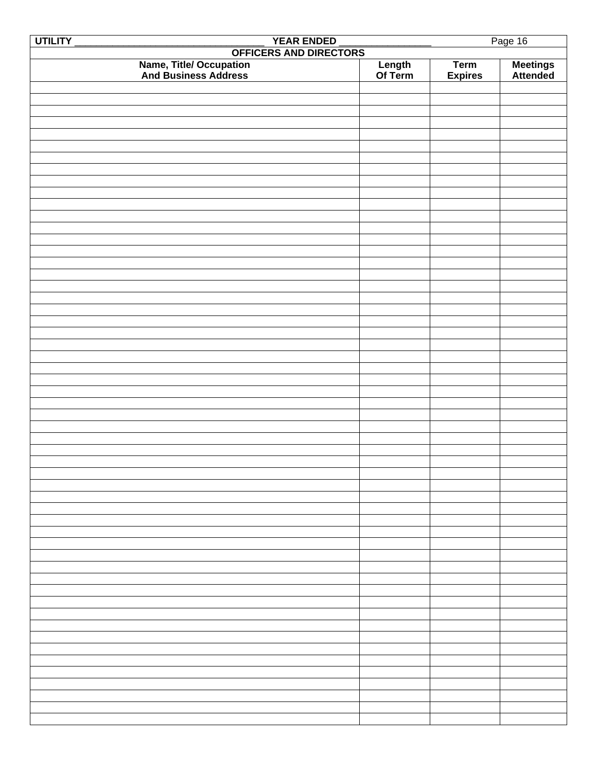UTILITY ________________________________ YEAR ENDED ________________

## OFFICERS AND DIRECTORS

| Name, Title/ Occupation And Business Address | Length Of Term | Term Expires | Meetings Attended |
|---|---|---|---|
| | | | |
| | | | |
| | | | |
| | | | |
| | | | |
| | | | |
| | | | |
| | | | |
| | | | |
| | | | |
| | | | |
| | | | |
| | | | |
| | | | |
| | | | |
| | | | |
| | | | |
| | | | |
| | | | |
| | | | |
| | | | |
| | | | |
| | | | |
| | | | |
| | | | |
| | | | |
| | | | |
| | | | |
| | | | |
| | | | |
| | | | |
| | | | |
| | | | |
| | | | |
| | | | |
| | | | |
| | | | |
| | | | |
| | | | |
| | | | |
| | | | |
| | | | |
| | | | |
| | | | |
| | | | |
| | | | |
| | | | |
| | | | |
| | | | |
| | | | |
| | | | |
| | | | |
| | | | |
| | | | |
| | | | |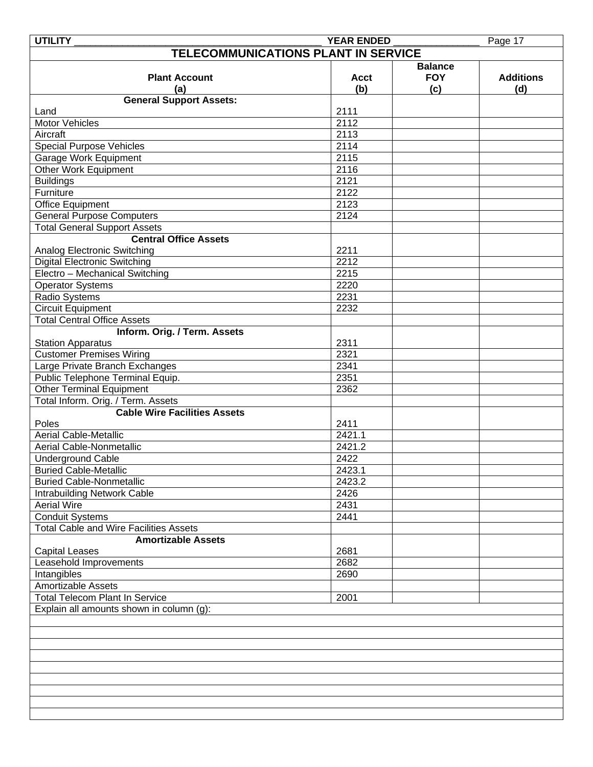UTILITY ______________________________________________ YEAR ENDED _______________ Page 17

## TELECOMMUNICATIONS PLANT IN SERVICE

| Plant Account (a) | Acct (b) | Balance FOY (c) | Additions (d) |
|---|---|---|---|
| **General Support Assets:** | | | |
| Land | 2111 | | |
| Motor Vehicles | 2112 | | |
| Aircraft | 2113 | | |
| Special Purpose Vehicles | 2114 | | |
| Garage Work Equipment | 2115 | | |
| Other Work Equipment | 2116 | | |
| Buildings | 2121 | | |
| Furniture | 2122 | | |
| Office Equipment | 2123 | | |
| General Purpose Computers | 2124 | | |
| Total General Support Assets | | | |
| **Central Office Assets** | | | |
| Analog Electronic Switching | 2211 | | |
| Digital Electronic Switching | 2212 | | |
| Electro – Mechanical Switching | 2215 | | |
| Operator Systems | 2220 | | |
| Radio Systems | 2231 | | |
| Circuit Equipment | 2232 | | |
| Total Central Office Assets | | | |
| **Inform. Orig. / Term. Assets** | | | |
| Station Apparatus | 2311 | | |
| Customer Premises Wiring | 2321 | | |
| Large Private Branch Exchanges | 2341 | | |
| Public Telephone Terminal Equip. | 2351 | | |
| Other Terminal Equipment | 2362 | | |
| Total Inform. Orig. / Term. Assets | | | |
| **Cable Wire Facilities Assets** | | | |
| Poles | 2411 | | |
| Aerial Cable-Metallic | 2421.1 | | |
| Aerial Cable-Nonmetallic | 2421.2 | | |
| Underground Cable | 2422 | | |
| Buried Cable-Metallic | 2423.1 | | |
| Buried Cable-Nonmetallic | 2423.2 | | |
| Intrabuilding Network Cable | 2426 | | |
| Aerial Wire | 2431 | | |
| Conduit Systems | 2441 | | |
| Total Cable and Wire Facilities Assets | | | |
| **Amortizable Assets** | | | |
| Capital Leases | 2681 | | |
| Leasehold Improvements | 2682 | | |
| Intangibles | 2690 | | |
| Amortizable Assets | | | |
| Total Telecom Plant In Service | 2001 | | |

Explain all amounts shown in column (g):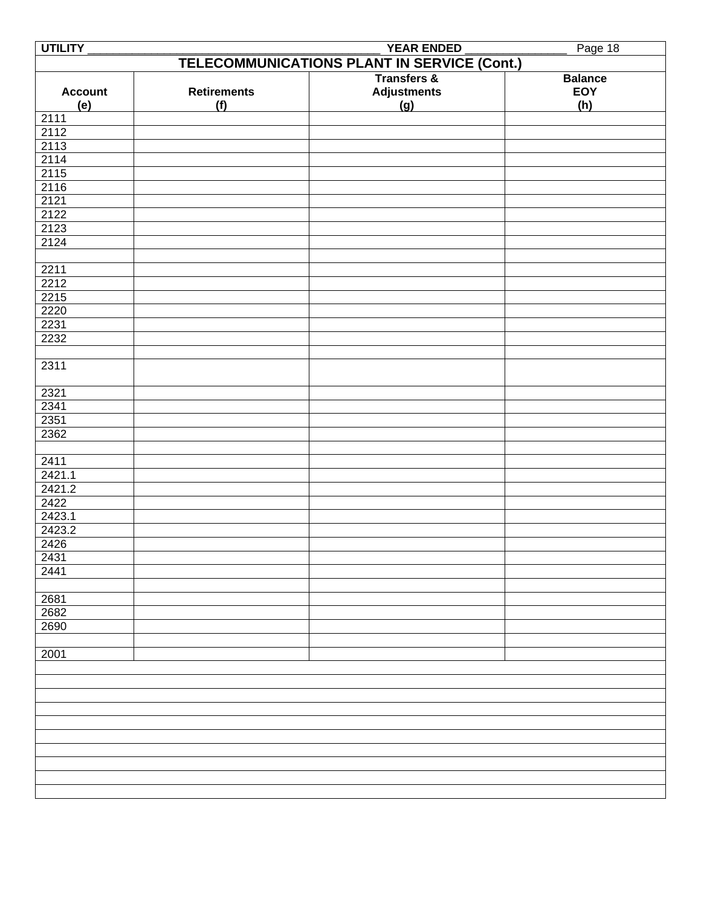**UTILITY** ______________________________________________ **YEAR ENDED** ________________

## TELECOMMUNICATIONS PLANT IN SERVICE (Cont.)

| Account (e) | Retirements (f) | Transfers & Adjustments (g) | Balance EOY (h) |
|---|---|---|---|
| 2111 | | | |
| 2112 | | | |
| 2113 | | | |
| 2114 | | | |
| 2115 | | | |
| 2116 | | | |
| 2121 | | | |
| 2122 | | | |
| 2123 | | | |
| 2124 | | | |
| | | | |
| 2211 | | | |
| 2212 | | | |
| 2215 | | | |
| 2220 | | | |
| 2231 | | | |
| 2232 | | | |
| | | | |
| 2311 | | | |
| 2321 | | | |
| 2341 | | | |
| 2351 | | | |
| 2362 | | | |
| | | | |
| 2411 | | | |
| 2421.1 | | | |
| 2421.2 | | | |
| 2422 | | | |
| 2423.1 | | | |
| 2423.2 | | | |
| 2426 | | | |
| 2431 | | | |
| 2441 | | | |
| | | | |
| 2681 | | | |
| 2682 | | | |
| 2690 | | | |
| | | | |
| 2001 | | | |